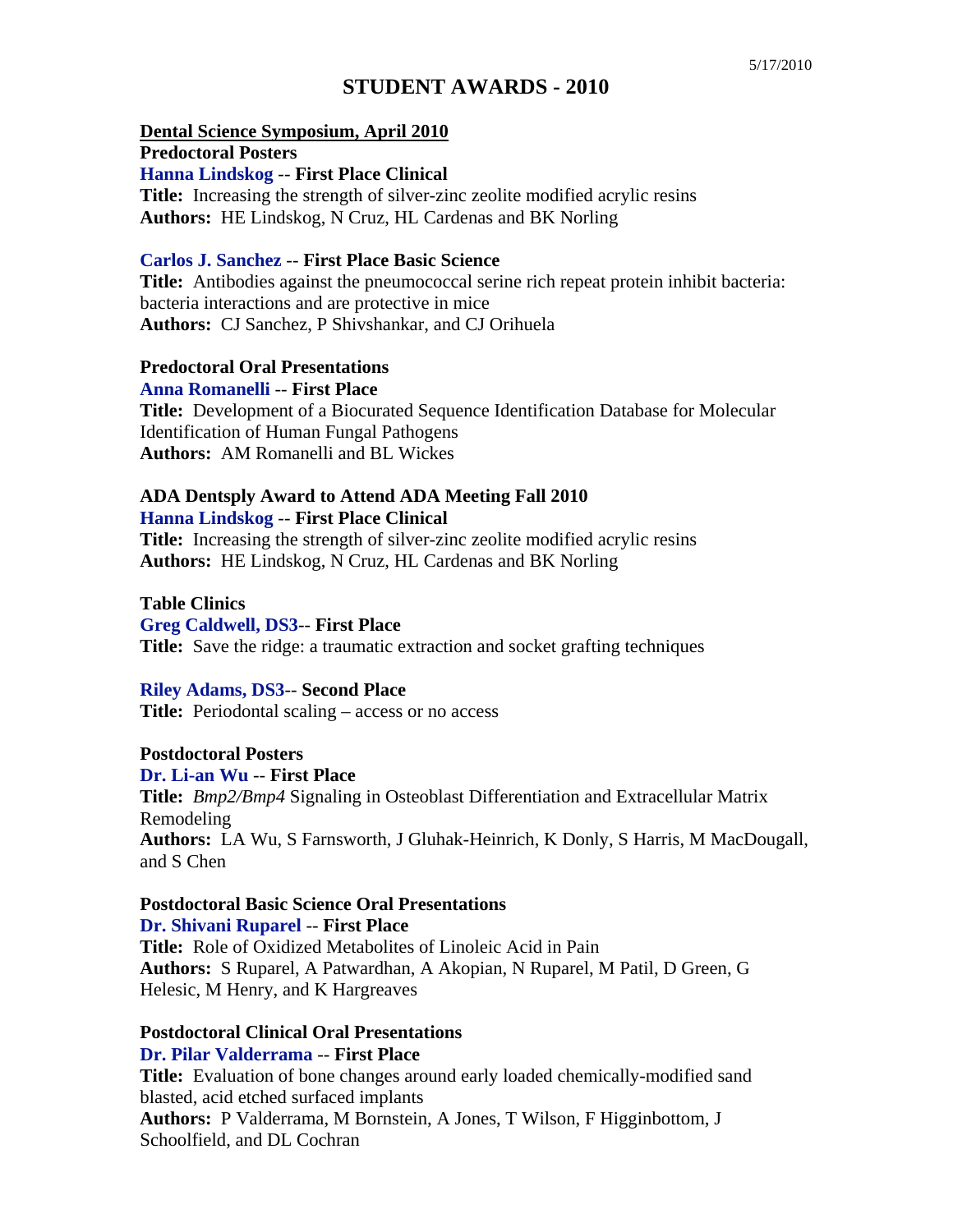5/17/2010

# STUDENT AWARDS - 2010

## Dental Science Symposium, April 2010

### Predoctoral Posters

**Hanna Lindskog -- First Place Clinical**
**Title:** Increasing the strength of silver-zinc zeolite modified acrylic resins
**Authors:** HE Lindskog, N Cruz, HL Cardenas and BK Norling

**Carlos J. Sanchez -- First Place Basic Science**
**Title:** Antibodies against the pneumococcal serine rich repeat protein inhibit bacteria: bacteria interactions and are protective in mice
**Authors:** CJ Sanchez, P Shivshankar, and CJ Orihuela

### Predoctoral Oral Presentations

**Anna Romanelli -- First Place**
**Title:** Development of a Biocurated Sequence Identification Database for Molecular Identification of Human Fungal Pathogens
**Authors:** AM Romanelli and BL Wickes

### ADA Dentsply Award to Attend ADA Meeting Fall 2010

**Hanna Lindskog -- First Place Clinical**
**Title:** Increasing the strength of silver-zinc zeolite modified acrylic resins
**Authors:** HE Lindskog, N Cruz, HL Cardenas and BK Norling

### Table Clinics

**Greg Caldwell, DS3-- First Place**
**Title:** Save the ridge: a traumatic extraction and socket grafting techniques

**Riley Adams, DS3-- Second Place**
**Title:** Periodontal scaling – access or no access

### Postdoctoral Posters

**Dr. Li-an Wu -- First Place**
**Title:** *Bmp2/Bmp4* Signaling in Osteoblast Differentiation and Extracellular Matrix Remodeling
**Authors:** LA Wu, S Farnsworth, J Gluhak-Heinrich, K Donly, S Harris, M MacDougall, and S Chen

### Postdoctoral Basic Science Oral Presentations

**Dr. Shivani Ruparel -- First Place**
**Title:** Role of Oxidized Metabolites of Linoleic Acid in Pain
**Authors:** S Ruparel, A Patwardhan, A Akopian, N Ruparel, M Patil, D Green, G Helesic, M Henry, and K Hargreaves

### Postdoctoral Clinical Oral Presentations

**Dr. Pilar Valderrama -- First Place**
**Title:** Evaluation of bone changes around early loaded chemically-modified sand blasted, acid etched surfaced implants
**Authors:** P Valderrama, M Bornstein, A Jones, T Wilson, F Higginbottom, J Schoolfield, and DL Cochran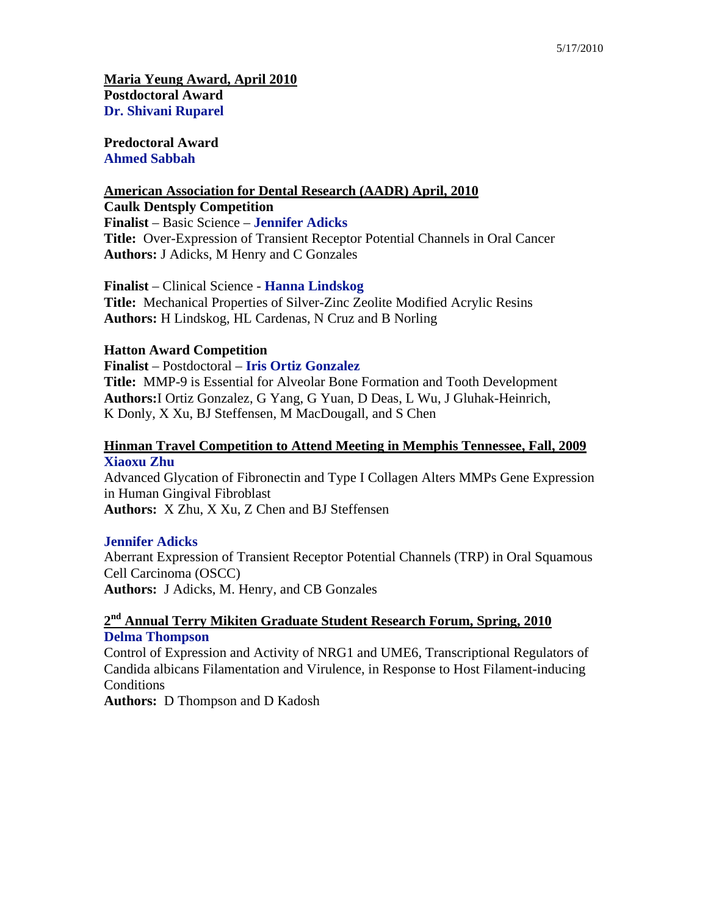**Maria Yeung Award, April 2010**

**Postdoctoral Award**

**Dr. Shivani Ruparel**

**Predoctoral Award**

**Ahmed Sabbah**

**American Association for Dental Research (AADR) April, 2010**

**Caulk Dentsply Competition**

**Finalist** – Basic Science – **Jennifer Adicks**

**Title:** Over-Expression of Transient Receptor Potential Channels in Oral Cancer

**Authors:** J Adicks, M Henry and C Gonzales

**Finalist** – Clinical Science - **Hanna Lindskog**

**Title:** Mechanical Properties of Silver-Zinc Zeolite Modified Acrylic Resins

**Authors:** H Lindskog, HL Cardenas, N Cruz and B Norling

**Hatton Award Competition**

**Finalist** – Postdoctoral – **Iris Ortiz Gonzalez**

**Title:** MMP-9 is Essential for Alveolar Bone Formation and Tooth Development

**Authors:**I Ortiz Gonzalez, G Yang, G Yuan, D Deas, L Wu, J Gluhak-Heinrich, K Donly, X Xu, BJ Steffensen, M MacDougall, and S Chen

**Hinman Travel Competition to Attend Meeting in Memphis Tennessee, Fall, 2009**

**Xiaoxu Zhu**

Advanced Glycation of Fibronectin and Type I Collagen Alters MMPs Gene Expression in Human Gingival Fibroblast

**Authors:** X Zhu, X Xu, Z Chen and BJ Steffensen

**Jennifer Adicks**

Aberrant Expression of Transient Receptor Potential Channels (TRP) in Oral Squamous Cell Carcinoma (OSCC)

**Authors:** J Adicks, M. Henry, and CB Gonzales

**2nd Annual Terry Mikiten Graduate Student Research Forum, Spring, 2010**

**Delma Thompson**

Control of Expression and Activity of NRG1 and UME6, Transcriptional Regulators of Candida albicans Filamentation and Virulence, in Response to Host Filament-inducing Conditions

**Authors:** D Thompson and D Kadosh